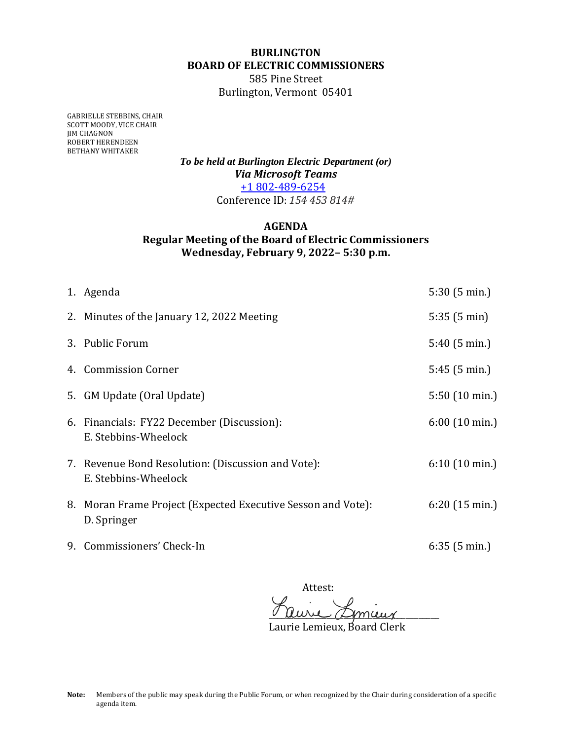**BURLINGTON**
**BOARD OF ELECTRIC COMMISSIONERS**
585 Pine Street
Burlington, Vermont 05401

GABRIELLE STEBBINS, CHAIR
SCOTT MOODY, VICE CHAIR
JIM CHAGNON
ROBERT HERENDEEN
BETHANY WHITAKER

***To be held at Burlington Electric Department (or)***
***Via Microsoft Teams***
[+1 802-489-6254](tel:+18024896254)
Conference ID: *154 453 814#*

## AGENDA
## Regular Meeting of the Board of Electric Commissioners
## Wednesday, February 9, 2022– 5:30 p.m.

| | |
|---|---|
| 1. Agenda | 5:30 (5 min.) |
| 2. Minutes of the January 12, 2022 Meeting | 5:35 (5 min) |
| 3. Public Forum | 5:40 (5 min.) |
| 4. Commission Corner | 5:45 (5 min.) |
| 5. GM Update (Oral Update) | 5:50 (10 min.) |
| 6. Financials: FY22 December (Discussion): E. Stebbins-Wheelock | 6:00 (10 min.) |
| 7. Revenue Bond Resolution: (Discussion and Vote): E. Stebbins-Wheelock | 6:10 (10 min.) |
| 8. Moran Frame Project (Expected Executive Sesson and Vote): D. Springer | 6:20 (15 min.) |
| 9. Commissioners' Check-In | 6:35 (5 min.) |

Attest:

Laurie Lemieux, Board Clerk

**Note:** Members of the public may speak during the Public Forum, or when recognized by the Chair during consideration of a specific agenda item.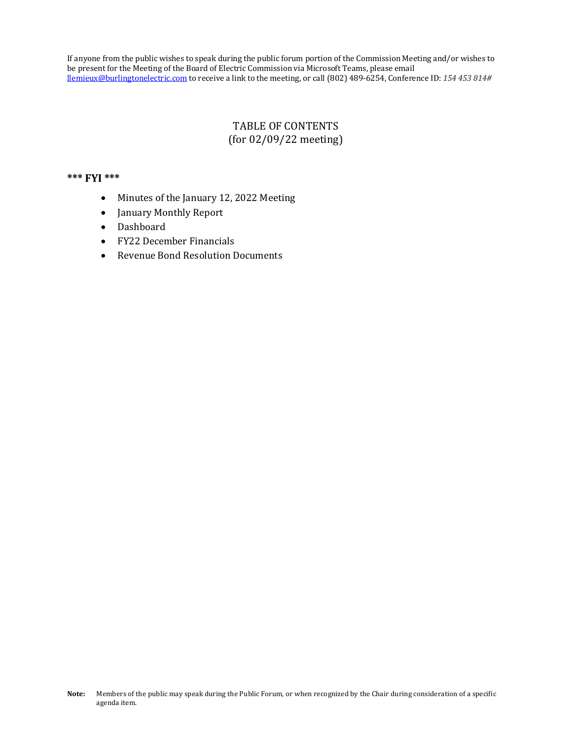If anyone from the public wishes to speak during the public forum portion of the Commission Meeting and/or wishes to be present for the Meeting of the Board of Electric Commission via Microsoft Teams, please email llemieux@burlingtonelectric.com to receive a link to the meeting, or call (802) 489-6254, Conference ID: *154 453 814#*

# TABLE OF CONTENTS
## (for 02/09/22 meeting)

**\*\*\* FYI \*\*\***

- Minutes of the January 12, 2022 Meeting
- January Monthly Report
- Dashboard
- FY22 December Financials
- Revenue Bond Resolution Documents

**Note:** Members of the public may speak during the Public Forum, or when recognized by the Chair during consideration of a specific agenda item.